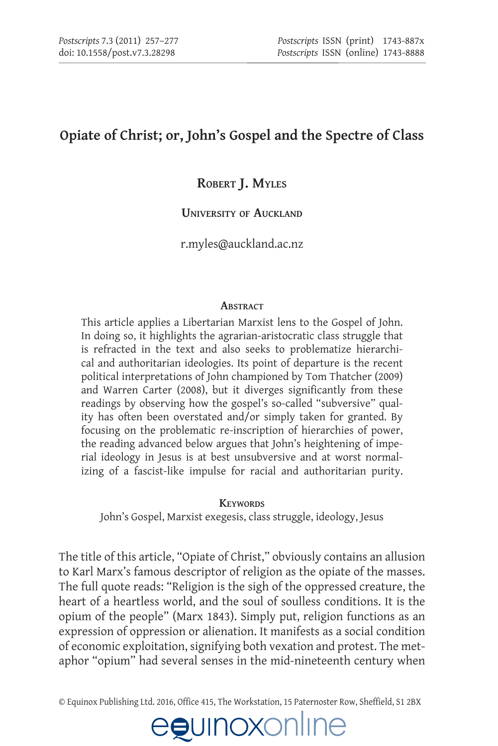# Opiate of Christ; or, John's Gospel and the Spectre of Class

**Robert J. Myles**

**University of Auckland**

r.myles@auckland.ac.nz

### Abstract

This article applies a Libertarian Marxist lens to the Gospel of John. In doing so, it highlights the agrarian-aristocratic class struggle that is refracted in the text and also seeks to problematize hierarchical and authoritarian ideologies. Its point of departure is the recent political interpretations of John championed by Tom Thatcher (2009) and Warren Carter (2008), but it diverges significantly from these readings by observing how the gospel's so-called "subversive" quality has often been overstated and/or simply taken for granted. By focusing on the problematic re-inscription of hierarchies of power, the reading advanced below argues that John's heightening of imperial ideology in Jesus is at best unsubversive and at worst normalizing of a fascist-like impulse for racial and authoritarian purity.

**Keywords**

John's Gospel, Marxist exegesis, class struggle, ideology, Jesus

The title of this article, "Opiate of Christ," obviously contains an allusion to Karl Marx's famous descriptor of religion as the opiate of the masses. The full quote reads: "Religion is the sigh of the oppressed creature, the heart of a heartless world, and the soul of soulless conditions. It is the opium of the people" (Marx 1843). Simply put, religion functions as an expression of oppression or alienation. It manifests as a social condition of economic exploitation, signifying both vexation and protest. The metaphor "opium" had several senses in the mid-nineteenth century when

© Equinox Publishing Ltd. 2016, Office 415, The Workstation, 15 Paternoster Row, Sheffield, S1 2BX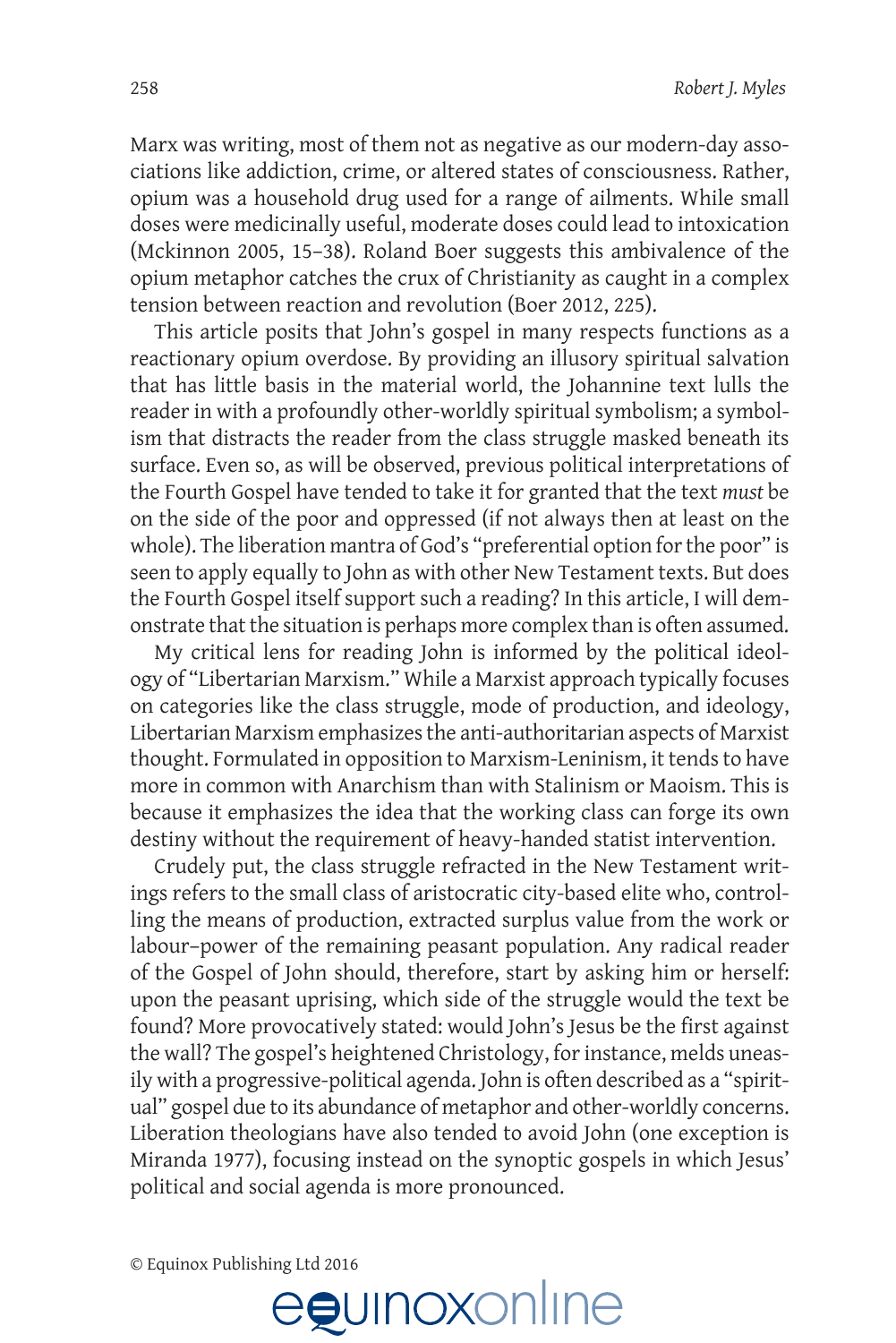Marx was writing, most of them not as negative as our modern-day associations like addiction, crime, or altered states of consciousness. Rather, opium was a household drug used for a range of ailments. While small doses were medicinally useful, moderate doses could lead to intoxication (Mckinnon 2005, 15–38). Roland Boer suggests this ambivalence of the opium metaphor catches the crux of Christianity as caught in a complex tension between reaction and revolution (Boer 2012, 225).

This article posits that John's gospel in many respects functions as a reactionary opium overdose. By providing an illusory spiritual salvation that has little basis in the material world, the Johannine text lulls the reader in with a profoundly other-worldly spiritual symbolism; a symbolism that distracts the reader from the class struggle masked beneath its surface. Even so, as will be observed, previous political interpretations of the Fourth Gospel have tended to take it for granted that the text *must* be on the side of the poor and oppressed (if not always then at least on the whole). The liberation mantra of God's "preferential option for the poor" is seen to apply equally to John as with other New Testament texts. But does the Fourth Gospel itself support such a reading? In this article, I will demonstrate that the situation is perhaps more complex than is often assumed.

My critical lens for reading John is informed by the political ideology of "Libertarian Marxism." While a Marxist approach typically focuses on categories like the class struggle, mode of production, and ideology, Libertarian Marxism emphasizes the anti-authoritarian aspects of Marxist thought. Formulated in opposition to Marxism-Leninism, it tends to have more in common with Anarchism than with Stalinism or Maoism. This is because it emphasizes the idea that the working class can forge its own destiny without the requirement of heavy-handed statist intervention.

Crudely put, the class struggle refracted in the New Testament writings refers to the small class of aristocratic city-based elite who, controlling the means of production, extracted surplus value from the work or labour–power of the remaining peasant population. Any radical reader of the Gospel of John should, therefore, start by asking him or herself: upon the peasant uprising, which side of the struggle would the text be found? More provocatively stated: would John's Jesus be the first against the wall? The gospel's heightened Christology, for instance, melds uneasily with a progressive-political agenda. John is often described as a "spiritual" gospel due to its abundance of metaphor and other-worldly concerns. Liberation theologians have also tended to avoid John (one exception is Miranda 1977), focusing instead on the synoptic gospels in which Jesus' political and social agenda is more pronounced.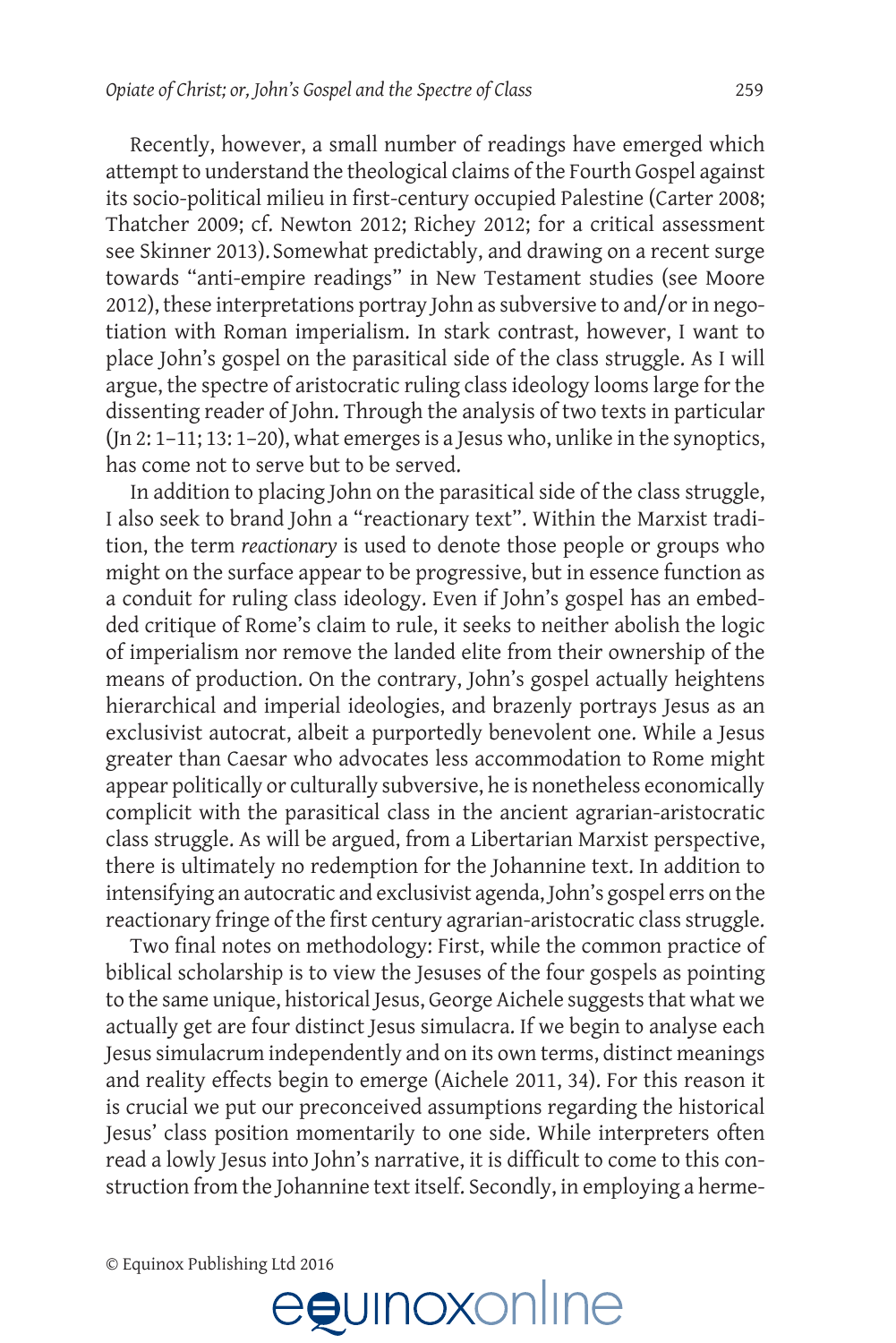Recently, however, a small number of readings have emerged which attempt to understand the theological claims of the Fourth Gospel against its socio-political milieu in first-century occupied Palestine (Carter 2008; Thatcher 2009; cf. Newton 2012; Richey 2012; for a critical assessment see Skinner 2013). Somewhat predictably, and drawing on a recent surge towards "anti-empire readings" in New Testament studies (see Moore 2012), these interpretations portray John as subversive to and/or in negotiation with Roman imperialism. In stark contrast, however, I want to place John's gospel on the parasitical side of the class struggle. As I will argue, the spectre of aristocratic ruling class ideology looms large for the dissenting reader of John. Through the analysis of two texts in particular (Jn 2: 1–11; 13: 1–20), what emerges is a Jesus who, unlike in the synoptics, has come not to serve but to be served.

In addition to placing John on the parasitical side of the class struggle, I also seek to brand John a "reactionary text". Within the Marxist tradition, the term *reactionary* is used to denote those people or groups who might on the surface appear to be progressive, but in essence function as a conduit for ruling class ideology. Even if John's gospel has an embedded critique of Rome's claim to rule, it seeks to neither abolish the logic of imperialism nor remove the landed elite from their ownership of the means of production. On the contrary, John's gospel actually heightens hierarchical and imperial ideologies, and brazenly portrays Jesus as an exclusivist autocrat, albeit a purportedly benevolent one. While a Jesus greater than Caesar who advocates less accommodation to Rome might appear politically or culturally subversive, he is nonetheless economically complicit with the parasitical class in the ancient agrarian-aristocratic class struggle. As will be argued, from a Libertarian Marxist perspective, there is ultimately no redemption for the Johannine text. In addition to intensifying an autocratic and exclusivist agenda, John's gospel errs on the reactionary fringe of the first century agrarian-aristocratic class struggle.

Two final notes on methodology: First, while the common practice of biblical scholarship is to view the Jesuses of the four gospels as pointing to the same unique, historical Jesus, George Aichele suggests that what we actually get are four distinct Jesus simulacra. If we begin to analyse each Jesus simulacrum independently and on its own terms, distinct meanings and reality effects begin to emerge (Aichele 2011, 34). For this reason it is crucial we put our preconceived assumptions regarding the historical Jesus' class position momentarily to one side. While interpreters often read a lowly Jesus into John's narrative, it is difficult to come to this construction from the Johannine text itself. Secondly, in employing a herme-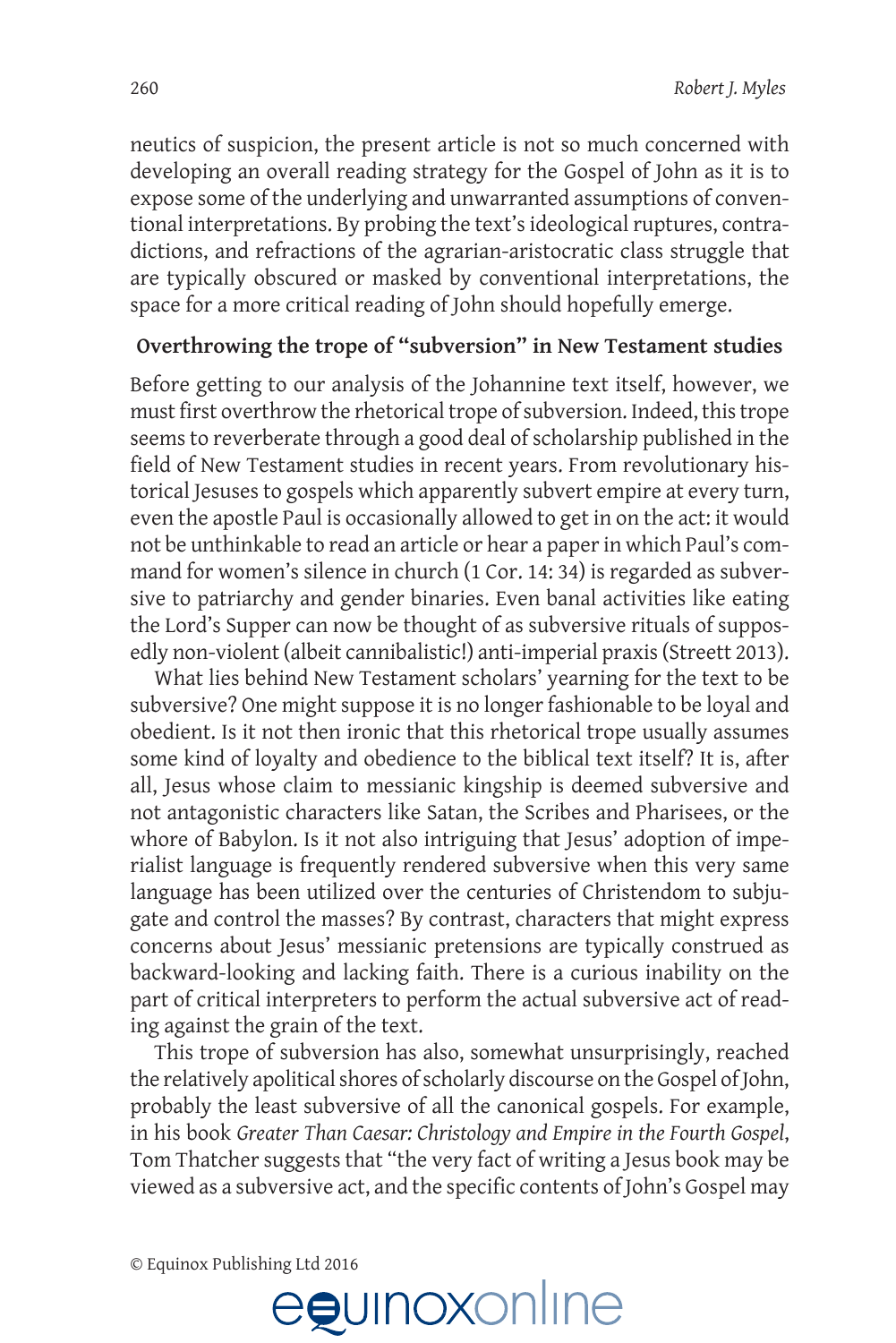neutics of suspicion, the present article is not so much concerned with developing an overall reading strategy for the Gospel of John as it is to expose some of the underlying and unwarranted assumptions of conventional interpretations. By probing the text's ideological ruptures, contradictions, and refractions of the agrarian-aristocratic class struggle that are typically obscured or masked by conventional interpretations, the space for a more critical reading of John should hopefully emerge.

## Overthrowing the trope of "subversion" in New Testament studies

Before getting to our analysis of the Johannine text itself, however, we must first overthrow the rhetorical trope of subversion. Indeed, this trope seems to reverberate through a good deal of scholarship published in the field of New Testament studies in recent years. From revolutionary historical Jesuses to gospels which apparently subvert empire at every turn, even the apostle Paul is occasionally allowed to get in on the act: it would not be unthinkable to read an article or hear a paper in which Paul's command for women's silence in church (1 Cor. 14: 34) is regarded as subversive to patriarchy and gender binaries. Even banal activities like eating the Lord's Supper can now be thought of as subversive rituals of supposedly non-violent (albeit cannibalistic!) anti-imperial praxis (Streett 2013).

What lies behind New Testament scholars' yearning for the text to be subversive? One might suppose it is no longer fashionable to be loyal and obedient. Is it not then ironic that this rhetorical trope usually assumes some kind of loyalty and obedience to the biblical text itself? It is, after all, Jesus whose claim to messianic kingship is deemed subversive and not antagonistic characters like Satan, the Scribes and Pharisees, or the whore of Babylon. Is it not also intriguing that Jesus' adoption of imperialist language is frequently rendered subversive when this very same language has been utilized over the centuries of Christendom to subjugate and control the masses? By contrast, characters that might express concerns about Jesus' messianic pretensions are typically construed as backward-looking and lacking faith. There is a curious inability on the part of critical interpreters to perform the actual subversive act of reading against the grain of the text.

This trope of subversion has also, somewhat unsurprisingly, reached the relatively apolitical shores of scholarly discourse on the Gospel of John, probably the least subversive of all the canonical gospels. For example, in his book *Greater Than Caesar: Christology and Empire in the Fourth Gospel*, Tom Thatcher suggests that "the very fact of writing a Jesus book may be viewed as a subversive act, and the specific contents of John's Gospel may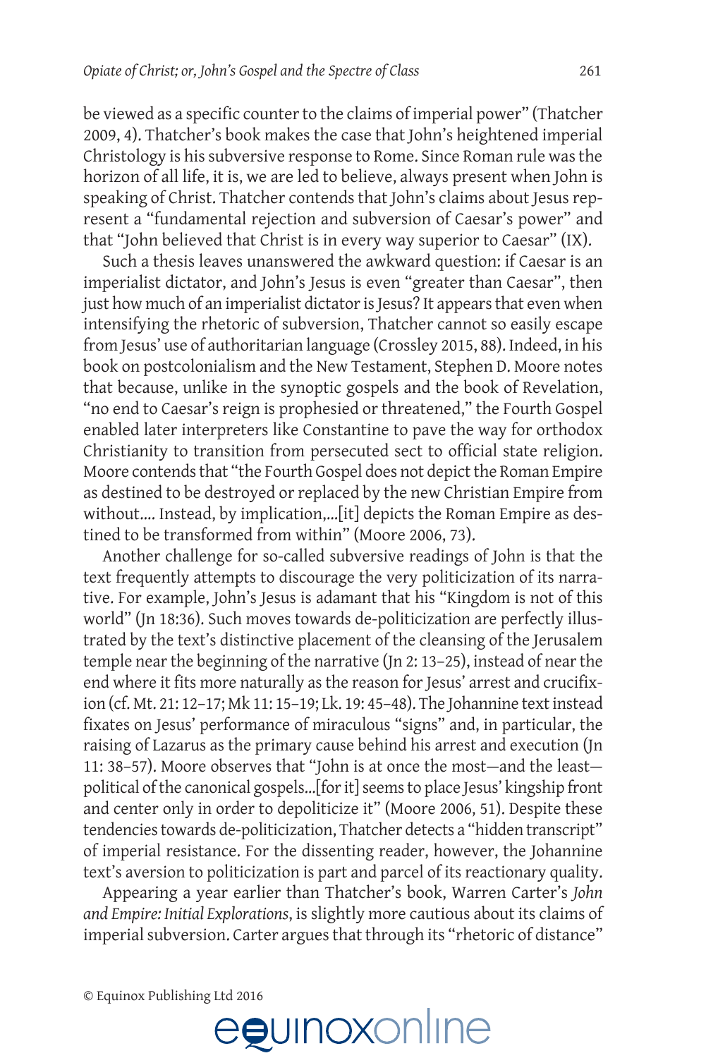be viewed as a specific counter to the claims of imperial power" (Thatcher 2009, 4). Thatcher's book makes the case that John's heightened imperial Christology is his subversive response to Rome. Since Roman rule was the horizon of all life, it is, we are led to believe, always present when John is speaking of Christ. Thatcher contends that John's claims about Jesus represent a "fundamental rejection and subversion of Caesar's power" and that "John believed that Christ is in every way superior to Caesar" (IX).

Such a thesis leaves unanswered the awkward question: if Caesar is an imperialist dictator, and John's Jesus is even "greater than Caesar", then just how much of an imperialist dictator is Jesus? It appears that even when intensifying the rhetoric of subversion, Thatcher cannot so easily escape from Jesus' use of authoritarian language (Crossley 2015, 88). Indeed, in his book on postcolonialism and the New Testament, Stephen D. Moore notes that because, unlike in the synoptic gospels and the book of Revelation, "no end to Caesar's reign is prophesied or threatened," the Fourth Gospel enabled later interpreters like Constantine to pave the way for orthodox Christianity to transition from persecuted sect to official state religion. Moore contends that "the Fourth Gospel does not depict the Roman Empire as destined to be destroyed or replaced by the new Christian Empire from without.... Instead, by implication,...[it] depicts the Roman Empire as destined to be transformed from within" (Moore 2006, 73).

Another challenge for so-called subversive readings of John is that the text frequently attempts to discourage the very politicization of its narrative. For example, John's Jesus is adamant that his "Kingdom is not of this world" (Jn 18:36). Such moves towards de-politicization are perfectly illustrated by the text's distinctive placement of the cleansing of the Jerusalem temple near the beginning of the narrative (Jn 2: 13–25), instead of near the end where it fits more naturally as the reason for Jesus' arrest and crucifixion (cf. Mt. 21: 12–17; Mk 11: 15–19; Lk. 19: 45–48). The Johannine text instead fixates on Jesus' performance of miraculous "signs" and, in particular, the raising of Lazarus as the primary cause behind his arrest and execution (Jn 11: 38–57). Moore observes that "John is at once the most—and the least—political of the canonical gospels...[for it] seems to place Jesus' kingship front and center only in order to depoliticize it" (Moore 2006, 51). Despite these tendencies towards de-politicization, Thatcher detects a "hidden transcript" of imperial resistance. For the dissenting reader, however, the Johannine text's aversion to politicization is part and parcel of its reactionary quality.

Appearing a year earlier than Thatcher's book, Warren Carter's *John and Empire: Initial Explorations*, is slightly more cautious about its claims of imperial subversion. Carter argues that through its "rhetoric of distance"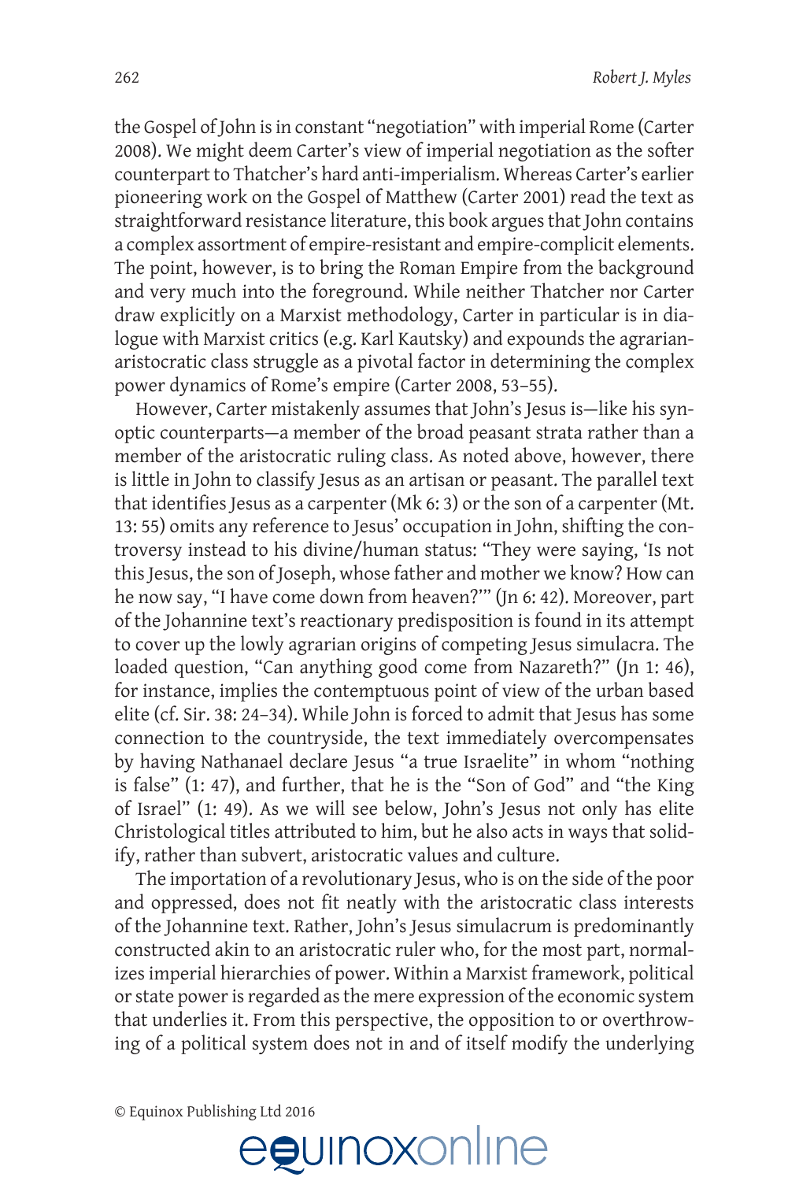the Gospel of John is in constant "negotiation" with imperial Rome (Carter 2008). We might deem Carter's view of imperial negotiation as the softer counterpart to Thatcher's hard anti-imperialism. Whereas Carter's earlier pioneering work on the Gospel of Matthew (Carter 2001) read the text as straightforward resistance literature, this book argues that John contains a complex assortment of empire-resistant and empire-complicit elements. The point, however, is to bring the Roman Empire from the background and very much into the foreground. While neither Thatcher nor Carter draw explicitly on a Marxist methodology, Carter in particular is in dialogue with Marxist critics (e.g. Karl Kautsky) and expounds the agrarian-aristocratic class struggle as a pivotal factor in determining the complex power dynamics of Rome's empire (Carter 2008, 53–55).

However, Carter mistakenly assumes that John's Jesus is—like his synoptic counterparts—a member of the broad peasant strata rather than a member of the aristocratic ruling class. As noted above, however, there is little in John to classify Jesus as an artisan or peasant. The parallel text that identifies Jesus as a carpenter (Mk 6: 3) or the son of a carpenter (Mt. 13: 55) omits any reference to Jesus' occupation in John, shifting the controversy instead to his divine/human status: "They were saying, 'Is not this Jesus, the son of Joseph, whose father and mother we know? How can he now say, "I have come down from heaven?"'" (Jn 6: 42). Moreover, part of the Johannine text's reactionary predisposition is found in its attempt to cover up the lowly agrarian origins of competing Jesus simulacra. The loaded question, "Can anything good come from Nazareth?" (Jn 1: 46), for instance, implies the contemptuous point of view of the urban based elite (cf. Sir. 38: 24–34). While John is forced to admit that Jesus has some connection to the countryside, the text immediately overcompensates by having Nathanael declare Jesus "a true Israelite" in whom "nothing is false" (1: 47), and further, that he is the "Son of God" and "the King of Israel" (1: 49). As we will see below, John's Jesus not only has elite Christological titles attributed to him, but he also acts in ways that solidify, rather than subvert, aristocratic values and culture.

The importation of a revolutionary Jesus, who is on the side of the poor and oppressed, does not fit neatly with the aristocratic class interests of the Johannine text. Rather, John's Jesus simulacrum is predominantly constructed akin to an aristocratic ruler who, for the most part, normalizes imperial hierarchies of power. Within a Marxist framework, political or state power is regarded as the mere expression of the economic system that underlies it. From this perspective, the opposition to or overthrowing of a political system does not in and of itself modify the underlying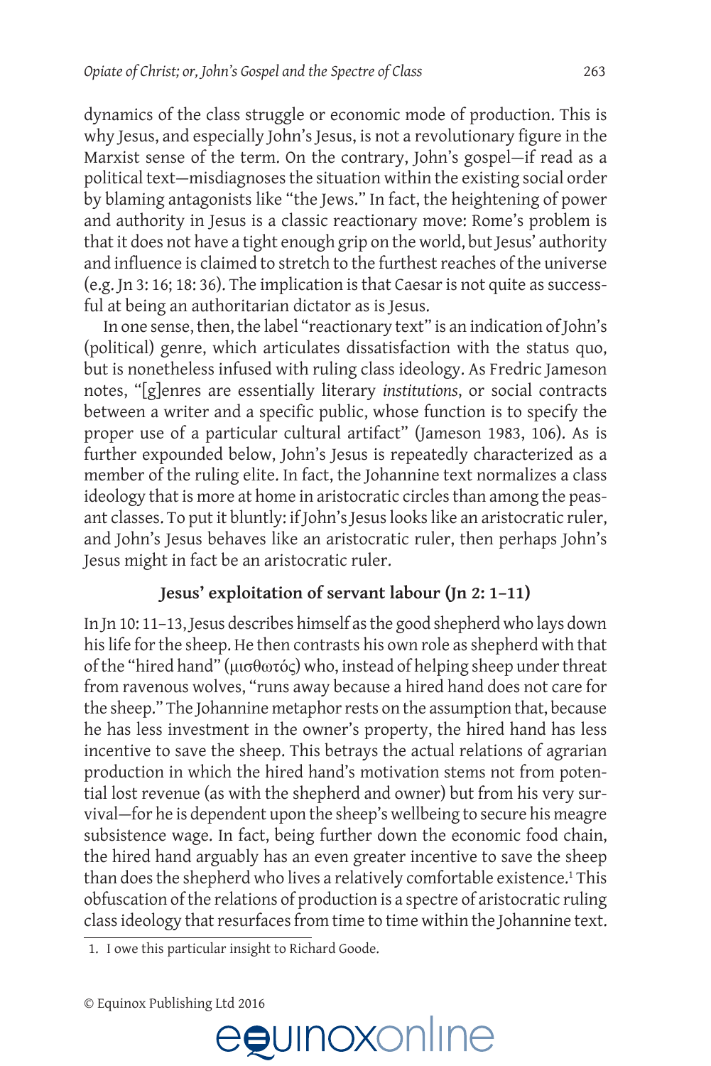dynamics of the class struggle or economic mode of production. This is why Jesus, and especially John's Jesus, is not a revolutionary figure in the Marxist sense of the term. On the contrary, John's gospel—if read as a political text—misdiagnoses the situation within the existing social order by blaming antagonists like "the Jews." In fact, the heightening of power and authority in Jesus is a classic reactionary move: Rome's problem is that it does not have a tight enough grip on the world, but Jesus' authority and influence is claimed to stretch to the furthest reaches of the universe (e.g. Jn 3: 16; 18: 36). The implication is that Caesar is not quite as successful at being an authoritarian dictator as is Jesus.

In one sense, then, the label "reactionary text" is an indication of John's (political) genre, which articulates dissatisfaction with the status quo, but is nonetheless infused with ruling class ideology. As Fredric Jameson notes, "[g]enres are essentially literary *institutions*, or social contracts between a writer and a specific public, whose function is to specify the proper use of a particular cultural artifact" (Jameson 1983, 106). As is further expounded below, John's Jesus is repeatedly characterized as a member of the ruling elite. In fact, the Johannine text normalizes a class ideology that is more at home in aristocratic circles than among the peasant classes. To put it bluntly: if John's Jesus looks like an aristocratic ruler, and John's Jesus behaves like an aristocratic ruler, then perhaps John's Jesus might in fact be an aristocratic ruler.

## Jesus' exploitation of servant labour (Jn 2: 1–11)

In Jn 10: 11–13, Jesus describes himself as the good shepherd who lays down his life for the sheep. He then contrasts his own role as shepherd with that of the "hired hand" (μισθωτός) who, instead of helping sheep under threat from ravenous wolves, "runs away because a hired hand does not care for the sheep." The Johannine metaphor rests on the assumption that, because he has less investment in the owner's property, the hired hand has less incentive to save the sheep. This betrays the actual relations of agrarian production in which the hired hand's motivation stems not from potential lost revenue (as with the shepherd and owner) but from his very survival—for he is dependent upon the sheep's wellbeing to secure his meagre subsistence wage. In fact, being further down the economic food chain, the hired hand arguably has an even greater incentive to save the sheep than does the shepherd who lives a relatively comfortable existence.[1] This obfuscation of the relations of production is a spectre of aristocratic ruling class ideology that resurfaces from time to time within the Johannine text.

1. I owe this particular insight to Richard Goode.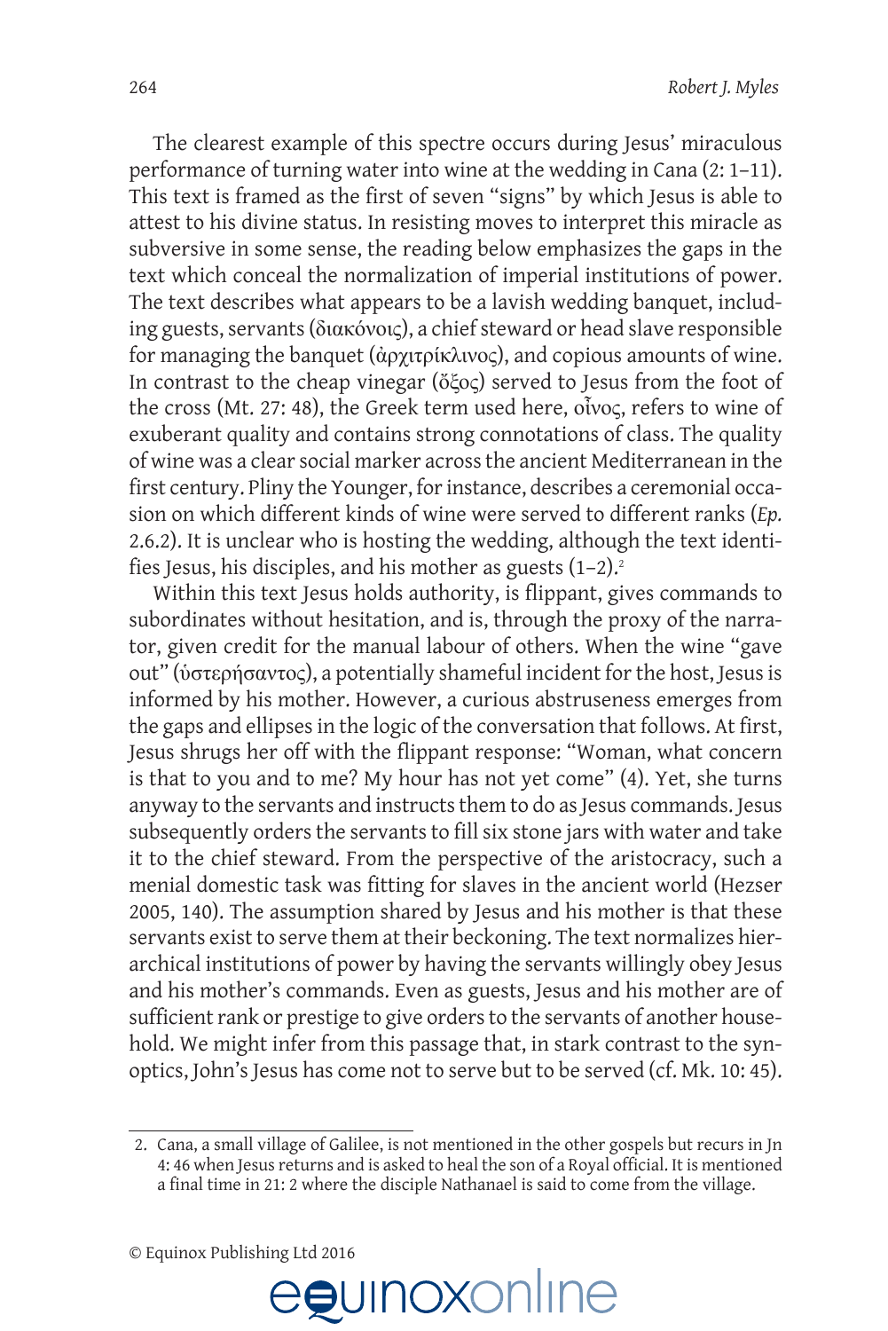The clearest example of this spectre occurs during Jesus' miraculous performance of turning water into wine at the wedding in Cana (2: 1–11). This text is framed as the first of seven "signs" by which Jesus is able to attest to his divine status. In resisting moves to interpret this miracle as subversive in some sense, the reading below emphasizes the gaps in the text which conceal the normalization of imperial institutions of power. The text describes what appears to be a lavish wedding banquet, including guests, servants (διακόνοις), a chief steward or head slave responsible for managing the banquet (ἀρχιτρίκλινος), and copious amounts of wine. In contrast to the cheap vinegar (ὄξος) served to Jesus from the foot of the cross (Mt. 27: 48), the Greek term used here, οἶνος, refers to wine of exuberant quality and contains strong connotations of class. The quality of wine was a clear social marker across the ancient Mediterranean in the first century. Pliny the Younger, for instance, describes a ceremonial occasion on which different kinds of wine were served to different ranks (*Ep.* 2.6.2). It is unclear who is hosting the wedding, although the text identifies Jesus, his disciples, and his mother as guests (1–2).[2]

Within this text Jesus holds authority, is flippant, gives commands to subordinates without hesitation, and is, through the proxy of the narrator, given credit for the manual labour of others. When the wine "gave out" (ὑστερήσαντος), a potentially shameful incident for the host, Jesus is informed by his mother. However, a curious abstruseness emerges from the gaps and ellipses in the logic of the conversation that follows. At first, Jesus shrugs her off with the flippant response: "Woman, what concern is that to you and to me? My hour has not yet come" (4). Yet, she turns anyway to the servants and instructs them to do as Jesus commands. Jesus subsequently orders the servants to fill six stone jars with water and take it to the chief steward. From the perspective of the aristocracy, such a menial domestic task was fitting for slaves in the ancient world (Hezser 2005, 140). The assumption shared by Jesus and his mother is that these servants exist to serve them at their beckoning. The text normalizes hierarchical institutions of power by having the servants willingly obey Jesus and his mother's commands. Even as guests, Jesus and his mother are of sufficient rank or prestige to give orders to the servants of another household. We might infer from this passage that, in stark contrast to the synoptics, John's Jesus has come not to serve but to be served (cf. Mk. 10: 45).

2. Cana, a small village of Galilee, is not mentioned in the other gospels but recurs in Jn 4: 46 when Jesus returns and is asked to heal the son of a Royal official. It is mentioned a final time in 21: 2 where the disciple Nathanael is said to come from the village.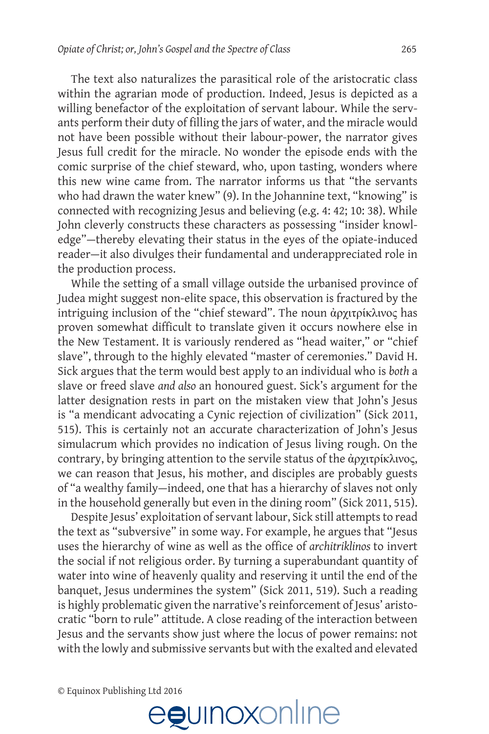The text also naturalizes the parasitical role of the aristocratic class within the agrarian mode of production. Indeed, Jesus is depicted as a willing benefactor of the exploitation of servant labour. While the servants perform their duty of filling the jars of water, and the miracle would not have been possible without their labour-power, the narrator gives Jesus full credit for the miracle. No wonder the episode ends with the comic surprise of the chief steward, who, upon tasting, wonders where this new wine came from. The narrator informs us that "the servants who had drawn the water knew" (9). In the Johannine text, "knowing" is connected with recognizing Jesus and believing (e.g. 4: 42; 10: 38). While John cleverly constructs these characters as possessing "insider knowledge"—thereby elevating their status in the eyes of the opiate-induced reader—it also divulges their fundamental and underappreciated role in the production process.

While the setting of a small village outside the urbanised province of Judea might suggest non-elite space, this observation is fractured by the intriguing inclusion of the "chief steward". The noun ἀρχιτρίκλινος has proven somewhat difficult to translate given it occurs nowhere else in the New Testament. It is variously rendered as "head waiter," or "chief slave", through to the highly elevated "master of ceremonies." David H. Sick argues that the term would best apply to an individual who is *both* a slave or freed slave *and also* an honoured guest. Sick's argument for the latter designation rests in part on the mistaken view that John's Jesus is "a mendicant advocating a Cynic rejection of civilization" (Sick 2011, 515). This is certainly not an accurate characterization of John's Jesus simulacrum which provides no indication of Jesus living rough. On the contrary, by bringing attention to the servile status of the ἀρχιτρίκλινος, we can reason that Jesus, his mother, and disciples are probably guests of "a wealthy family—indeed, one that has a hierarchy of slaves not only in the household generally but even in the dining room" (Sick 2011, 515).

Despite Jesus' exploitation of servant labour, Sick still attempts to read the text as "subversive" in some way. For example, he argues that "Jesus uses the hierarchy of wine as well as the office of *architriklinos* to invert the social if not religious order. By turning a superabundant quantity of water into wine of heavenly quality and reserving it until the end of the banquet, Jesus undermines the system" (Sick 2011, 519). Such a reading is highly problematic given the narrative's reinforcement of Jesus' aristocratic "born to rule" attitude. A close reading of the interaction between Jesus and the servants show just where the locus of power remains: not with the lowly and submissive servants but with the exalted and elevated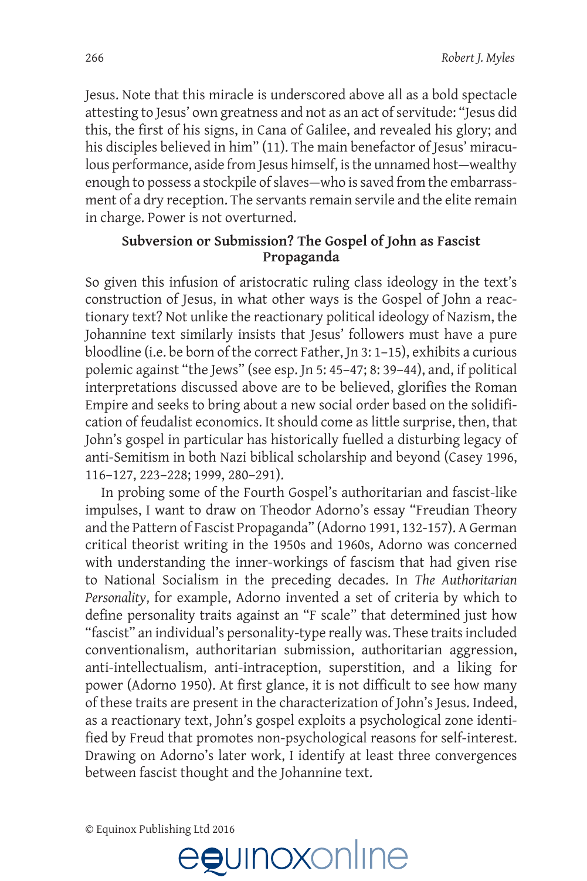Jesus. Note that this miracle is underscored above all as a bold spectacle attesting to Jesus' own greatness and not as an act of servitude: "Jesus did this, the first of his signs, in Cana of Galilee, and revealed his glory; and his disciples believed in him" (11). The main benefactor of Jesus' miraculous performance, aside from Jesus himself, is the unnamed host—wealthy enough to possess a stockpile of slaves—who is saved from the embarrassment of a dry reception. The servants remain servile and the elite remain in charge. Power is not overturned.

## Subversion or Submission? The Gospel of John as Fascist Propaganda

So given this infusion of aristocratic ruling class ideology in the text's construction of Jesus, in what other ways is the Gospel of John a reactionary text? Not unlike the reactionary political ideology of Nazism, the Johannine text similarly insists that Jesus' followers must have a pure bloodline (i.e. be born of the correct Father, Jn 3: 1–15), exhibits a curious polemic against "the Jews" (see esp. Jn 5: 45–47; 8: 39–44), and, if political interpretations discussed above are to be believed, glorifies the Roman Empire and seeks to bring about a new social order based on the solidification of feudalist economics. It should come as little surprise, then, that John's gospel in particular has historically fuelled a disturbing legacy of anti-Semitism in both Nazi biblical scholarship and beyond (Casey 1996, 116–127, 223–228; 1999, 280–291).

In probing some of the Fourth Gospel's authoritarian and fascist-like impulses, I want to draw on Theodor Adorno's essay "Freudian Theory and the Pattern of Fascist Propaganda" (Adorno 1991, 132-157). A German critical theorist writing in the 1950s and 1960s, Adorno was concerned with understanding the inner-workings of fascism that had given rise to National Socialism in the preceding decades. In *The Authoritarian Personality*, for example, Adorno invented a set of criteria by which to define personality traits against an "F scale" that determined just how "fascist" an individual's personality-type really was. These traits included conventionalism, authoritarian submission, authoritarian aggression, anti-intellectualism, anti-intraception, superstition, and a liking for power (Adorno 1950). At first glance, it is not difficult to see how many of these traits are present in the characterization of John's Jesus. Indeed, as a reactionary text, John's gospel exploits a psychological zone identified by Freud that promotes non-psychological reasons for self-interest. Drawing on Adorno's later work, I identify at least three convergences between fascist thought and the Johannine text.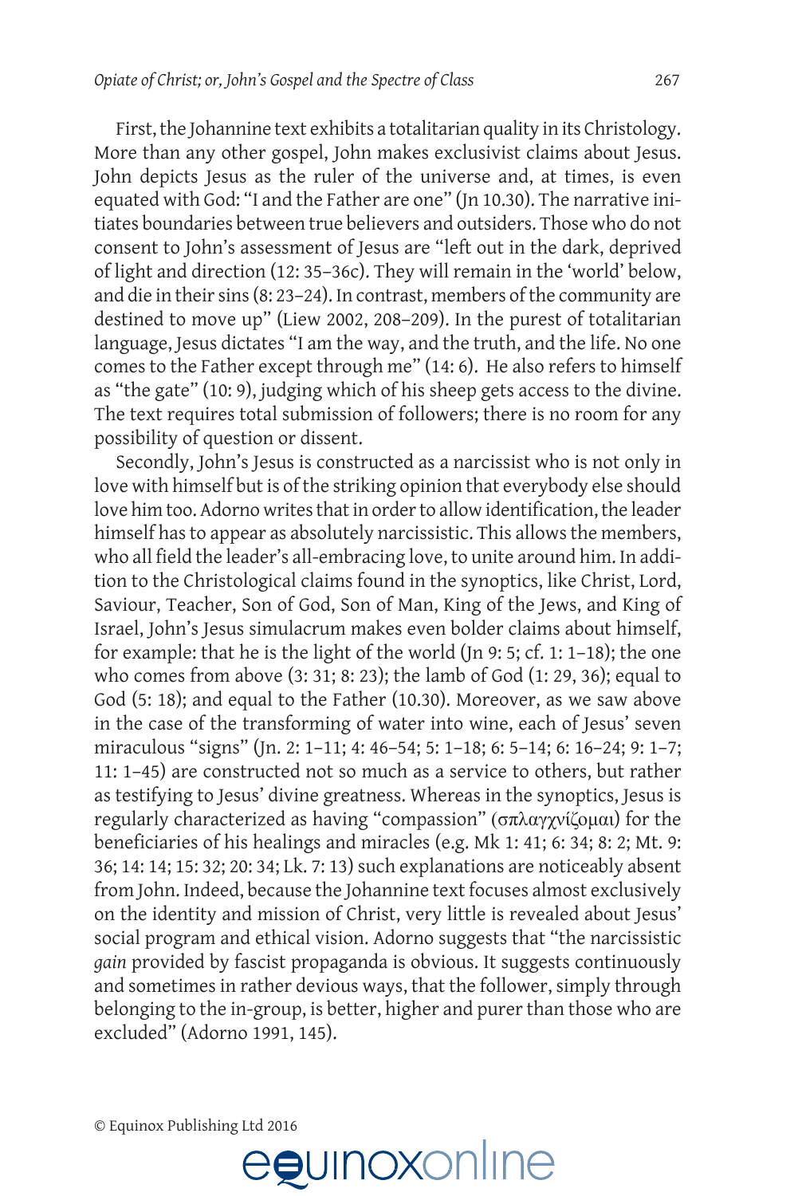First, the Johannine text exhibits a totalitarian quality in its Christology. More than any other gospel, John makes exclusivist claims about Jesus. John depicts Jesus as the ruler of the universe and, at times, is even equated with God: "I and the Father are one" (Jn 10.30). The narrative initiates boundaries between true believers and outsiders. Those who do not consent to John's assessment of Jesus are "left out in the dark, deprived of light and direction (12: 35–36c). They will remain in the 'world' below, and die in their sins (8: 23–24). In contrast, members of the community are destined to move up" (Liew 2002, 208–209). In the purest of totalitarian language, Jesus dictates "I am the way, and the truth, and the life. No one comes to the Father except through me" (14: 6). He also refers to himself as "the gate" (10: 9), judging which of his sheep gets access to the divine. The text requires total submission of followers; there is no room for any possibility of question or dissent.

Secondly, John's Jesus is constructed as a narcissist who is not only in love with himself but is of the striking opinion that everybody else should love him too. Adorno writes that in order to allow identification, the leader himself has to appear as absolutely narcissistic. This allows the members, who all field the leader's all-embracing love, to unite around him. In addition to the Christological claims found in the synoptics, like Christ, Lord, Saviour, Teacher, Son of God, Son of Man, King of the Jews, and King of Israel, John's Jesus simulacrum makes even bolder claims about himself, for example: that he is the light of the world (Jn 9: 5; cf. 1: 1–18); the one who comes from above (3: 31; 8: 23); the lamb of God (1: 29, 36); equal to God (5: 18); and equal to the Father (10.30). Moreover, as we saw above in the case of the transforming of water into wine, each of Jesus' seven miraculous "signs" (Jn. 2: 1–11; 4: 46–54; 5: 1–18; 6: 5–14; 6: 16–24; 9: 1–7; 11: 1–45) are constructed not so much as a service to others, but rather as testifying to Jesus' divine greatness. Whereas in the synoptics, Jesus is regularly characterized as having "compassion" (σπλαγχνίζομαι) for the beneficiaries of his healings and miracles (e.g. Mk 1: 41; 6: 34; 8: 2; Mt. 9: 36; 14: 14; 15: 32; 20: 34; Lk. 7: 13) such explanations are noticeably absent from John. Indeed, because the Johannine text focuses almost exclusively on the identity and mission of Christ, very little is revealed about Jesus' social program and ethical vision. Adorno suggests that "the narcissistic *gain* provided by fascist propaganda is obvious. It suggests continuously and sometimes in rather devious ways, that the follower, simply through belonging to the in-group, is better, higher and purer than those who are excluded" (Adorno 1991, 145).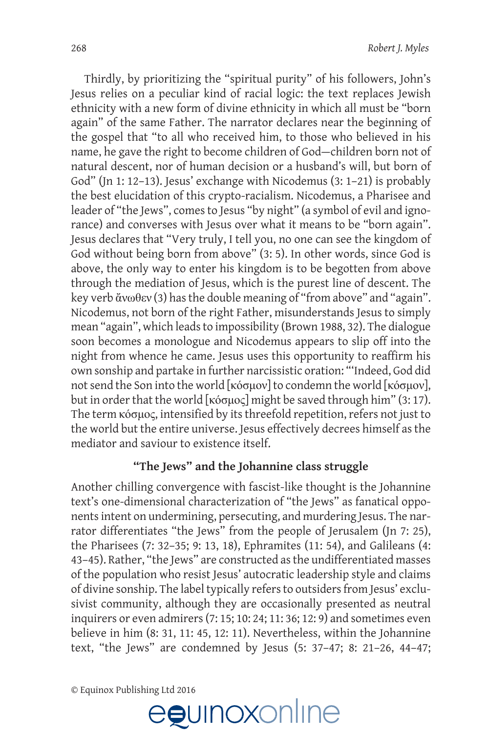Thirdly, by prioritizing the "spiritual purity" of his followers, John's Jesus relies on a peculiar kind of racial logic: the text replaces Jewish ethnicity with a new form of divine ethnicity in which all must be "born again" of the same Father. The narrator declares near the beginning of the gospel that "to all who received him, to those who believed in his name, he gave the right to become children of God—children born not of natural descent, nor of human decision or a husband's will, but born of God" (Jn 1: 12–13). Jesus' exchange with Nicodemus (3: 1–21) is probably the best elucidation of this crypto-racialism. Nicodemus, a Pharisee and leader of "the Jews", comes to Jesus "by night" (a symbol of evil and ignorance) and converses with Jesus over what it means to be "born again". Jesus declares that "Very truly, I tell you, no one can see the kingdom of God without being born from above" (3: 5). In other words, since God is above, the only way to enter his kingdom is to be begotten from above through the mediation of Jesus, which is the purest line of descent. The key verb ἄνωθεν (3) has the double meaning of "from above" and "again". Nicodemus, not born of the right Father, misunderstands Jesus to simply mean "again", which leads to impossibility (Brown 1988, 32). The dialogue soon becomes a monologue and Nicodemus appears to slip off into the night from whence he came. Jesus uses this opportunity to reaffirm his own sonship and partake in further narcissistic oration: "'Indeed, God did not send the Son into the world [κόσμον] to condemn the world [κόσμον], but in order that the world [κόσμος] might be saved through him" (3: 17). The term κόσμος, intensified by its threefold repetition, refers not just to the world but the entire universe. Jesus effectively decrees himself as the mediator and saviour to existence itself.

## "The Jews" and the Johannine class struggle

Another chilling convergence with fascist-like thought is the Johannine text's one-dimensional characterization of "the Jews" as fanatical opponents intent on undermining, persecuting, and murdering Jesus. The narrator differentiates "the Jews" from the people of Jerusalem (Jn 7: 25), the Pharisees (7: 32–35; 9: 13, 18), Ephramites (11: 54), and Galileans (4: 43–45). Rather, "the Jews" are constructed as the undifferentiated masses of the population who resist Jesus' autocratic leadership style and claims of divine sonship. The label typically refers to outsiders from Jesus' exclusivist community, although they are occasionally presented as neutral inquirers or even admirers (7: 15; 10: 24; 11: 36; 12: 9) and sometimes even believe in him (8: 31, 11: 45, 12: 11). Nevertheless, within the Johannine text, "the Jews" are condemned by Jesus (5: 37–47; 8: 21–26, 44–47;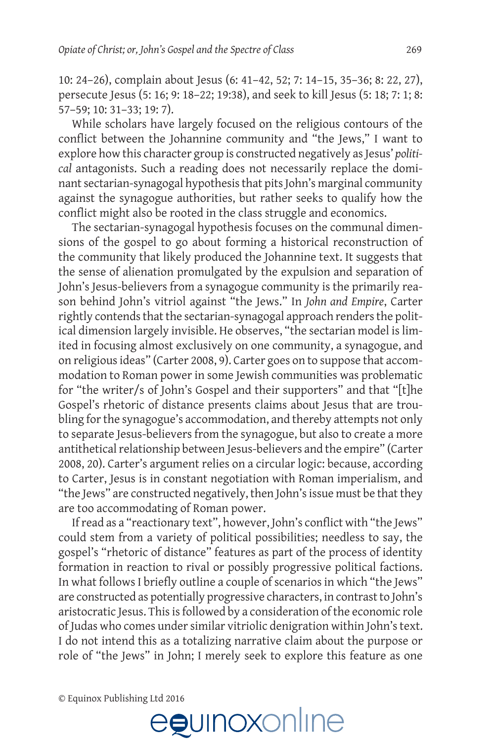10: 24–26), complain about Jesus (6: 41–42, 52; 7: 14–15, 35–36; 8: 22, 27), persecute Jesus (5: 16; 9: 18–22; 19:38), and seek to kill Jesus (5: 18; 7: 1; 8: 57–59; 10: 31–33; 19: 7).

While scholars have largely focused on the religious contours of the conflict between the Johannine community and "the Jews," I want to explore how this character group is constructed negatively as Jesus' *political* antagonists. Such a reading does not necessarily replace the dominant sectarian-synagogal hypothesis that pits John's marginal community against the synagogue authorities, but rather seeks to qualify how the conflict might also be rooted in the class struggle and economics.

The sectarian-synagogal hypothesis focuses on the communal dimensions of the gospel to go about forming a historical reconstruction of the community that likely produced the Johannine text. It suggests that the sense of alienation promulgated by the expulsion and separation of John's Jesus-believers from a synagogue community is the primarily reason behind John's vitriol against "the Jews." In *John and Empire*, Carter rightly contends that the sectarian-synagogal approach renders the political dimension largely invisible. He observes, "the sectarian model is limited in focusing almost exclusively on one community, a synagogue, and on religious ideas" (Carter 2008, 9). Carter goes on to suppose that accommodation to Roman power in some Jewish communities was problematic for "the writer/s of John's Gospel and their supporters" and that "[t]he Gospel's rhetoric of distance presents claims about Jesus that are troubling for the synagogue's accommodation, and thereby attempts not only to separate Jesus-believers from the synagogue, but also to create a more antithetical relationship between Jesus-believers and the empire" (Carter 2008, 20). Carter's argument relies on a circular logic: because, according to Carter, Jesus is in constant negotiation with Roman imperialism, and "the Jews" are constructed negatively, then John's issue must be that they are too accommodating of Roman power.

If read as a "reactionary text", however, John's conflict with "the Jews" could stem from a variety of political possibilities; needless to say, the gospel's "rhetoric of distance" features as part of the process of identity formation in reaction to rival or possibly progressive political factions. In what follows I briefly outline a couple of scenarios in which "the Jews" are constructed as potentially progressive characters, in contrast to John's aristocratic Jesus. This is followed by a consideration of the economic role of Judas who comes under similar vitriolic denigration within John's text. I do not intend this as a totalizing narrative claim about the purpose or role of "the Jews" in John; I merely seek to explore this feature as one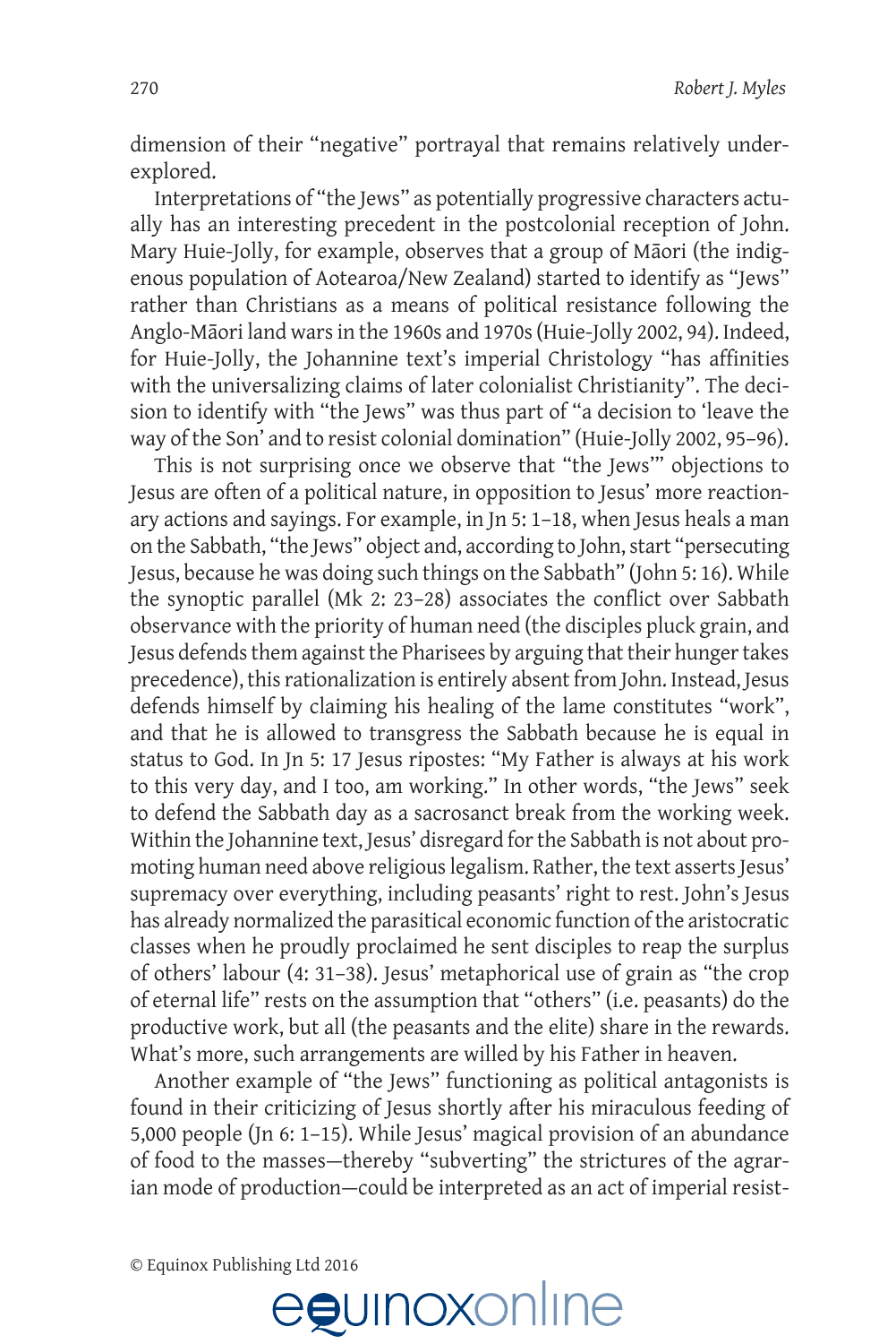dimension of their "negative" portrayal that remains relatively underexplored.

Interpretations of "the Jews" as potentially progressive characters actually has an interesting precedent in the postcolonial reception of John. Mary Huie-Jolly, for example, observes that a group of Māori (the indigenous population of Aotearoa/New Zealand) started to identify as "Jews" rather than Christians as a means of political resistance following the Anglo-Māori land wars in the 1960s and 1970s (Huie-Jolly 2002, 94). Indeed, for Huie-Jolly, the Johannine text's imperial Christology "has affinities with the universalizing claims of later colonialist Christianity". The decision to identify with "the Jews" was thus part of "a decision to 'leave the way of the Son' and to resist colonial domination" (Huie-Jolly 2002, 95–96).

This is not surprising once we observe that "the Jews'" objections to Jesus are often of a political nature, in opposition to Jesus' more reactionary actions and sayings. For example, in Jn 5: 1–18, when Jesus heals a man on the Sabbath, "the Jews" object and, according to John, start "persecuting Jesus, because he was doing such things on the Sabbath" (John 5: 16). While the synoptic parallel (Mk 2: 23–28) associates the conflict over Sabbath observance with the priority of human need (the disciples pluck grain, and Jesus defends them against the Pharisees by arguing that their hunger takes precedence), this rationalization is entirely absent from John. Instead, Jesus defends himself by claiming his healing of the lame constitutes "work", and that he is allowed to transgress the Sabbath because he is equal in status to God. In Jn 5: 17 Jesus ripostes: "My Father is always at his work to this very day, and I too, am working." In other words, "the Jews" seek to defend the Sabbath day as a sacrosanct break from the working week. Within the Johannine text, Jesus' disregard for the Sabbath is not about promoting human need above religious legalism. Rather, the text asserts Jesus' supremacy over everything, including peasants' right to rest. John's Jesus has already normalized the parasitical economic function of the aristocratic classes when he proudly proclaimed he sent disciples to reap the surplus of others' labour (4: 31–38). Jesus' metaphorical use of grain as "the crop of eternal life" rests on the assumption that "others" (i.e. peasants) do the productive work, but all (the peasants and the elite) share in the rewards. What's more, such arrangements are willed by his Father in heaven.

Another example of "the Jews" functioning as political antagonists is found in their criticizing of Jesus shortly after his miraculous feeding of 5,000 people (Jn 6: 1–15). While Jesus' magical provision of an abundance of food to the masses—thereby "subverting" the strictures of the agrarian mode of production—could be interpreted as an act of imperial resist-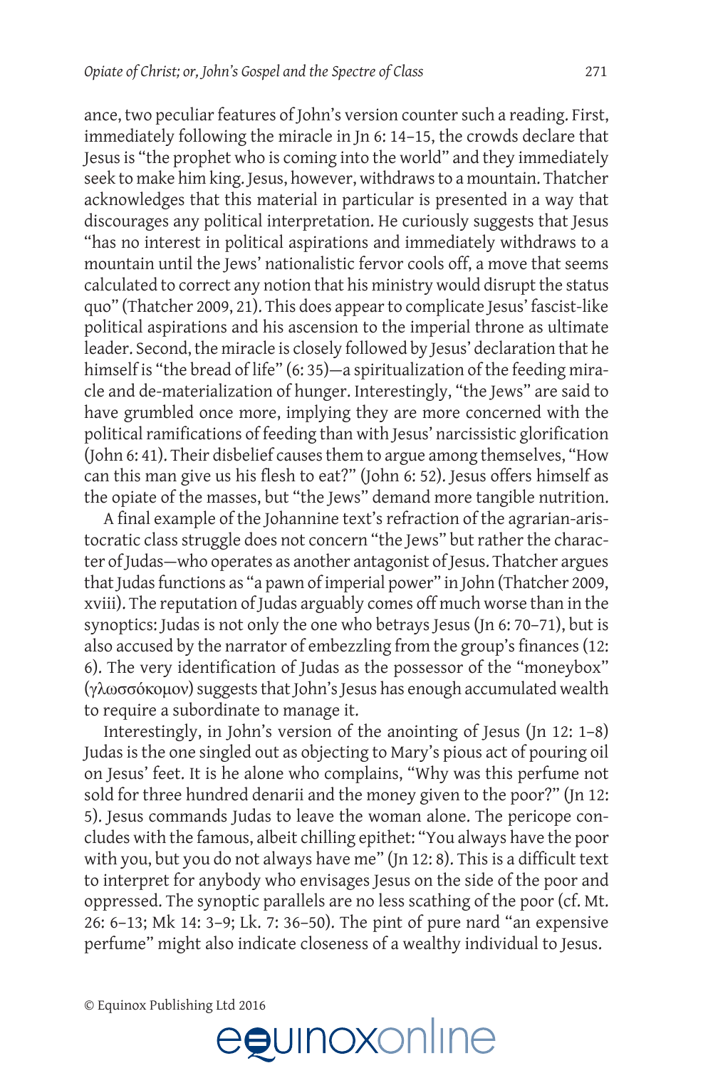ance, two peculiar features of John's version counter such a reading. First, immediately following the miracle in Jn 6: 14–15, the crowds declare that Jesus is "the prophet who is coming into the world" and they immediately seek to make him king. Jesus, however, withdraws to a mountain. Thatcher acknowledges that this material in particular is presented in a way that discourages any political interpretation. He curiously suggests that Jesus "has no interest in political aspirations and immediately withdraws to a mountain until the Jews' nationalistic fervor cools off, a move that seems calculated to correct any notion that his ministry would disrupt the status quo" (Thatcher 2009, 21). This does appear to complicate Jesus' fascist-like political aspirations and his ascension to the imperial throne as ultimate leader. Second, the miracle is closely followed by Jesus' declaration that he himself is "the bread of life" (6: 35)—a spiritualization of the feeding miracle and de-materialization of hunger. Interestingly, "the Jews" are said to have grumbled once more, implying they are more concerned with the political ramifications of feeding than with Jesus' narcissistic glorification (John 6: 41). Their disbelief causes them to argue among themselves, "How can this man give us his flesh to eat?" (John 6: 52). Jesus offers himself as the opiate of the masses, but "the Jews" demand more tangible nutrition.

A final example of the Johannine text's refraction of the agrarian-aristocratic class struggle does not concern "the Jews" but rather the character of Judas—who operates as another antagonist of Jesus. Thatcher argues that Judas functions as "a pawn of imperial power" in John (Thatcher 2009, xviii). The reputation of Judas arguably comes off much worse than in the synoptics: Judas is not only the one who betrays Jesus (Jn 6: 70–71), but is also accused by the narrator of embezzling from the group's finances (12: 6). The very identification of Judas as the possessor of the "moneybox" (γλωσσόκομον) suggests that John's Jesus has enough accumulated wealth to require a subordinate to manage it.

Interestingly, in John's version of the anointing of Jesus (Jn 12: 1–8) Judas is the one singled out as objecting to Mary's pious act of pouring oil on Jesus' feet. It is he alone who complains, "Why was this perfume not sold for three hundred denarii and the money given to the poor?" (Jn 12: 5). Jesus commands Judas to leave the woman alone. The pericope concludes with the famous, albeit chilling epithet: "You always have the poor with you, but you do not always have me" (Jn 12: 8). This is a difficult text to interpret for anybody who envisages Jesus on the side of the poor and oppressed. The synoptic parallels are no less scathing of the poor (cf. Mt. 26: 6–13; Mk 14: 3–9; Lk. 7: 36–50). The pint of pure nard "an expensive perfume" might also indicate closeness of a wealthy individual to Jesus.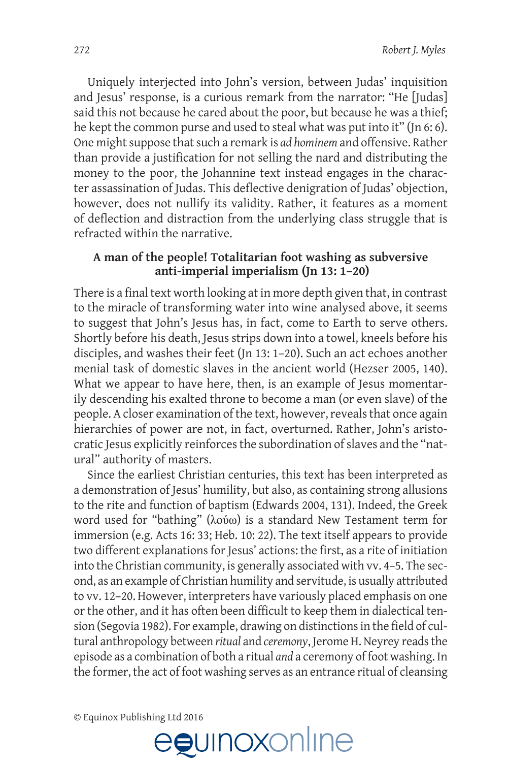Uniquely interjected into John's version, between Judas' inquisition and Jesus' response, is a curious remark from the narrator: "He [Judas] said this not because he cared about the poor, but because he was a thief; he kept the common purse and used to steal what was put into it" (Jn 6: 6). One might suppose that such a remark is *ad hominem* and offensive. Rather than provide a justification for not selling the nard and distributing the money to the poor, the Johannine text instead engages in the character assassination of Judas. This deflective denigration of Judas' objection, however, does not nullify its validity. Rather, it features as a moment of deflection and distraction from the underlying class struggle that is refracted within the narrative.

### A man of the people! Totalitarian foot washing as subversive anti-imperial imperialism (Jn 13: 1–20)

There is a final text worth looking at in more depth given that, in contrast to the miracle of transforming water into wine analysed above, it seems to suggest that John's Jesus has, in fact, come to Earth to serve others. Shortly before his death, Jesus strips down into a towel, kneels before his disciples, and washes their feet (Jn 13: 1–20). Such an act echoes another menial task of domestic slaves in the ancient world (Hezser 2005, 140). What we appear to have here, then, is an example of Jesus momentarily descending his exalted throne to become a man (or even slave) of the people. A closer examination of the text, however, reveals that once again hierarchies of power are not, in fact, overturned. Rather, John's aristocratic Jesus explicitly reinforces the subordination of slaves and the "natural" authority of masters.

Since the earliest Christian centuries, this text has been interpreted as a demonstration of Jesus' humility, but also, as containing strong allusions to the rite and function of baptism (Edwards 2004, 131). Indeed, the Greek word used for "bathing" (λούω) is a standard New Testament term for immersion (e.g. Acts 16: 33; Heb. 10: 22). The text itself appears to provide two different explanations for Jesus' actions: the first, as a rite of initiation into the Christian community, is generally associated with vv. 4–5. The second, as an example of Christian humility and servitude, is usually attributed to vv. 12–20. However, interpreters have variously placed emphasis on one or the other, and it has often been difficult to keep them in dialectical tension (Segovia 1982). For example, drawing on distinctions in the field of cultural anthropology between *ritual* and *ceremony*, Jerome H. Neyrey reads the episode as a combination of both a ritual *and* a ceremony of foot washing. In the former, the act of foot washing serves as an entrance ritual of cleansing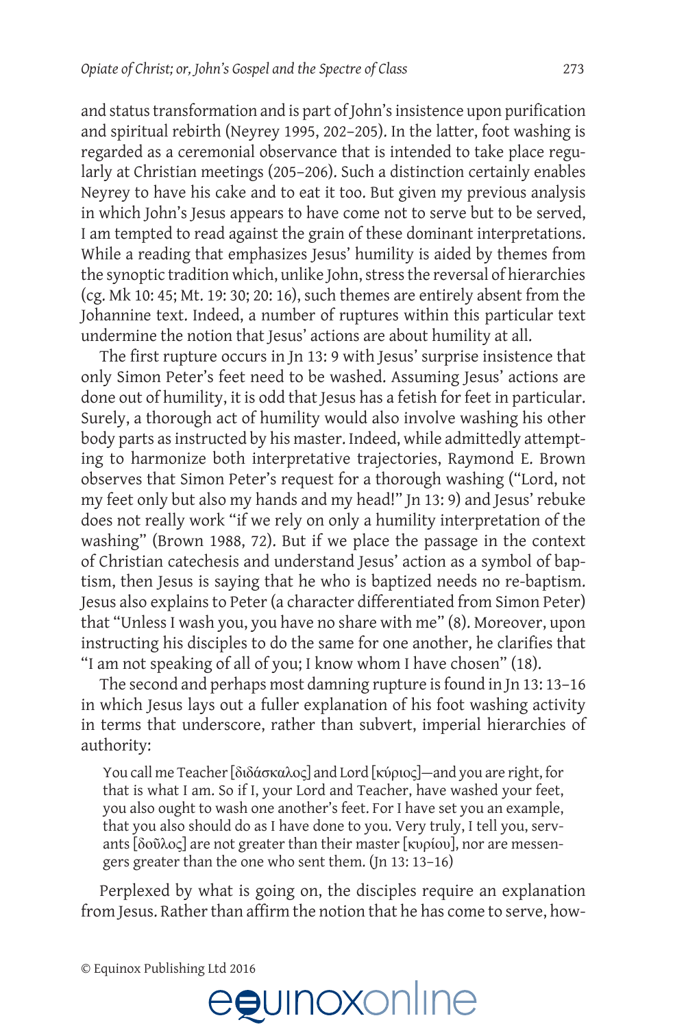and status transformation and is part of John's insistence upon purification and spiritual rebirth (Neyrey 1995, 202–205). In the latter, foot washing is regarded as a ceremonial observance that is intended to take place regularly at Christian meetings (205–206). Such a distinction certainly enables Neyrey to have his cake and to eat it too. But given my previous analysis in which John's Jesus appears to have come not to serve but to be served, I am tempted to read against the grain of these dominant interpretations. While a reading that emphasizes Jesus' humility is aided by themes from the synoptic tradition which, unlike John, stress the reversal of hierarchies (cg. Mk 10: 45; Mt. 19: 30; 20: 16), such themes are entirely absent from the Johannine text. Indeed, a number of ruptures within this particular text undermine the notion that Jesus' actions are about humility at all.

The first rupture occurs in Jn 13: 9 with Jesus' surprise insistence that only Simon Peter's feet need to be washed. Assuming Jesus' actions are done out of humility, it is odd that Jesus has a fetish for feet in particular. Surely, a thorough act of humility would also involve washing his other body parts as instructed by his master. Indeed, while admittedly attempting to harmonize both interpretative trajectories, Raymond E. Brown observes that Simon Peter's request for a thorough washing ("Lord, not my feet only but also my hands and my head!" Jn 13: 9) and Jesus' rebuke does not really work "if we rely on only a humility interpretation of the washing" (Brown 1988, 72). But if we place the passage in the context of Christian catechesis and understand Jesus' action as a symbol of baptism, then Jesus is saying that he who is baptized needs no re-baptism. Jesus also explains to Peter (a character differentiated from Simon Peter) that "Unless I wash you, you have no share with me" (8). Moreover, upon instructing his disciples to do the same for one another, he clarifies that "I am not speaking of all of you; I know whom I have chosen" (18).

The second and perhaps most damning rupture is found in Jn 13: 13–16 in which Jesus lays out a fuller explanation of his foot washing activity in terms that underscore, rather than subvert, imperial hierarchies of authority:

> You call me Teacher [διδάσκαλος] and Lord [κύριος]—and you are right, for that is what I am. So if I, your Lord and Teacher, have washed your feet, you also ought to wash one another's feet. For I have set you an example, that you also should do as I have done to you. Very truly, I tell you, servants [δοῦλος] are not greater than their master [κυρίου], nor are messengers greater than the one who sent them. (Jn 13: 13–16)

Perplexed by what is going on, the disciples require an explanation from Jesus. Rather than affirm the notion that he has come to serve, how-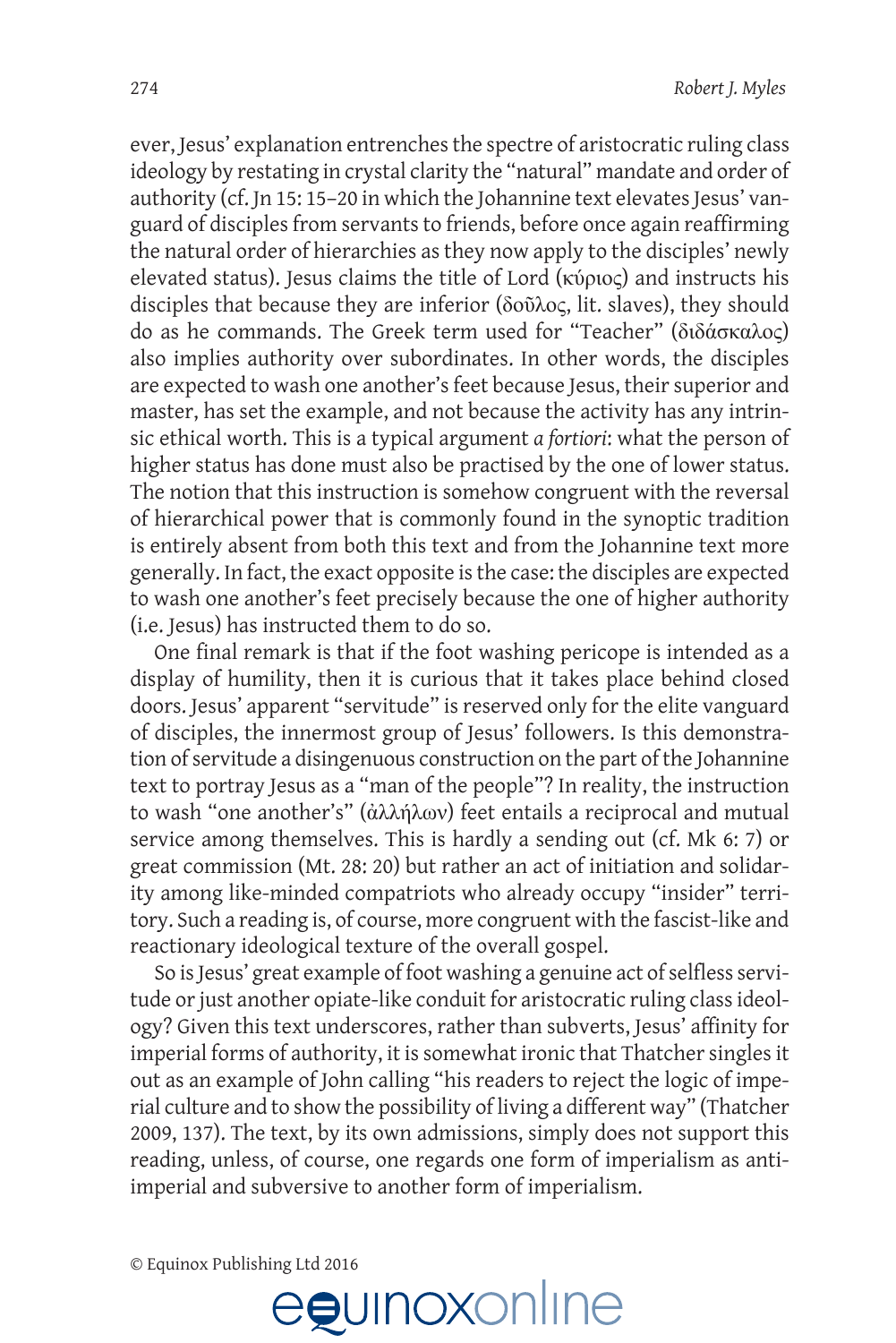ever, Jesus' explanation entrenches the spectre of aristocratic ruling class ideology by restating in crystal clarity the "natural" mandate and order of authority (cf. Jn 15: 15–20 in which the Johannine text elevates Jesus' vanguard of disciples from servants to friends, before once again reaffirming the natural order of hierarchies as they now apply to the disciples' newly elevated status). Jesus claims the title of Lord (κύριος) and instructs his disciples that because they are inferior (δοῦλος, lit. slaves), they should do as he commands. The Greek term used for "Teacher" (διδάσκαλος) also implies authority over subordinates. In other words, the disciples are expected to wash one another's feet because Jesus, their superior and master, has set the example, and not because the activity has any intrinsic ethical worth. This is a typical argument *a fortiori*: what the person of higher status has done must also be practised by the one of lower status. The notion that this instruction is somehow congruent with the reversal of hierarchical power that is commonly found in the synoptic tradition is entirely absent from both this text and from the Johannine text more generally. In fact, the exact opposite is the case: the disciples are expected to wash one another's feet precisely because the one of higher authority (i.e. Jesus) has instructed them to do so.

One final remark is that if the foot washing pericope is intended as a display of humility, then it is curious that it takes place behind closed doors. Jesus' apparent "servitude" is reserved only for the elite vanguard of disciples, the innermost group of Jesus' followers. Is this demonstration of servitude a disingenuous construction on the part of the Johannine text to portray Jesus as a "man of the people"? In reality, the instruction to wash "one another's" (ἀλλήλων) feet entails a reciprocal and mutual service among themselves. This is hardly a sending out (cf. Mk 6: 7) or great commission (Mt. 28: 20) but rather an act of initiation and solidarity among like-minded compatriots who already occupy "insider" territory. Such a reading is, of course, more congruent with the fascist-like and reactionary ideological texture of the overall gospel.

So is Jesus' great example of foot washing a genuine act of selfless servitude or just another opiate-like conduit for aristocratic ruling class ideology? Given this text underscores, rather than subverts, Jesus' affinity for imperial forms of authority, it is somewhat ironic that Thatcher singles it out as an example of John calling "his readers to reject the logic of imperial culture and to show the possibility of living a different way" (Thatcher 2009, 137). The text, by its own admissions, simply does not support this reading, unless, of course, one regards one form of imperialism as anti-imperial and subversive to another form of imperialism.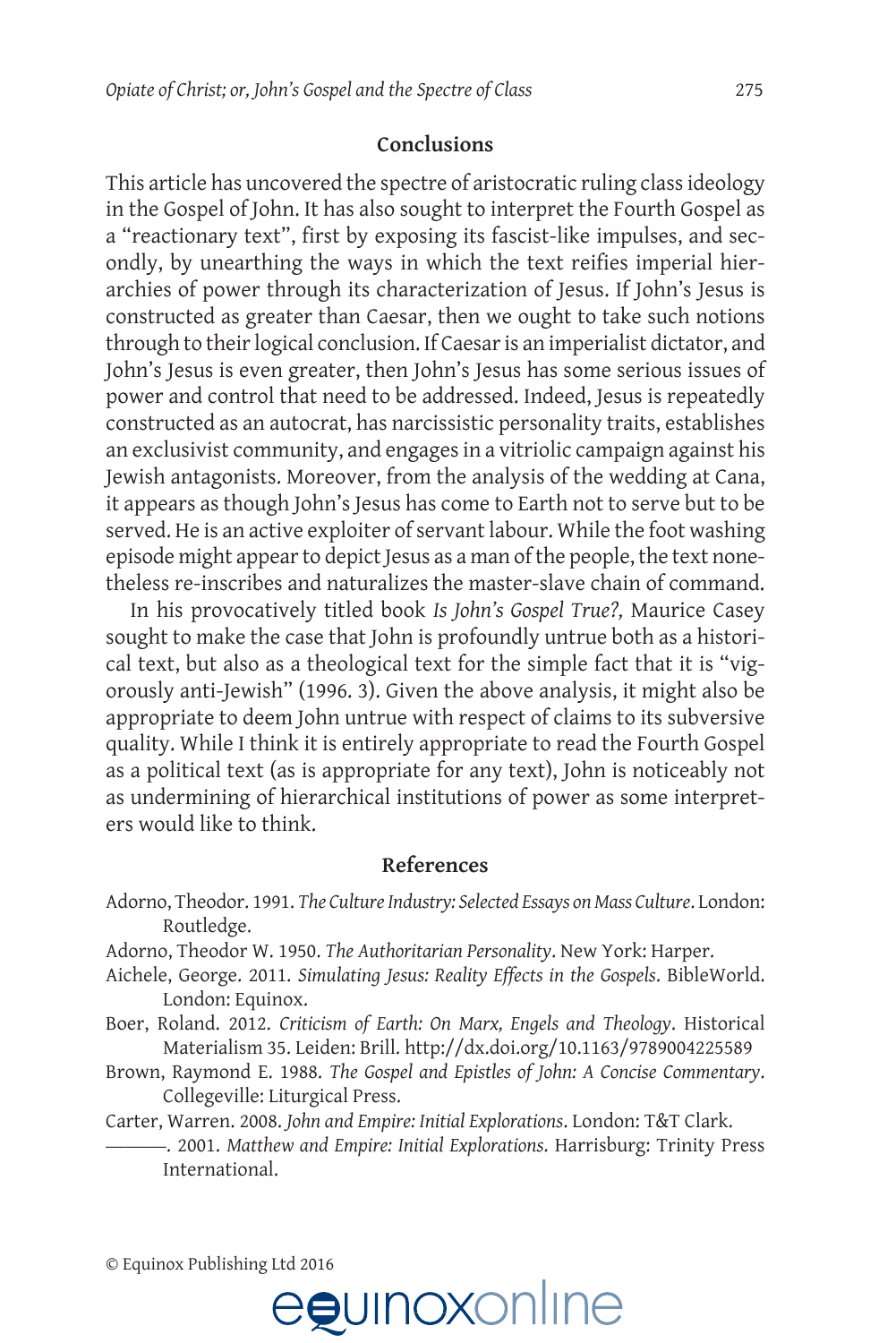## Conclusions

This article has uncovered the spectre of aristocratic ruling class ideology in the Gospel of John. It has also sought to interpret the Fourth Gospel as a "reactionary text", first by exposing its fascist-like impulses, and secondly, by unearthing the ways in which the text reifies imperial hierarchies of power through its characterization of Jesus. If John's Jesus is constructed as greater than Caesar, then we ought to take such notions through to their logical conclusion. If Caesar is an imperialist dictator, and John's Jesus is even greater, then John's Jesus has some serious issues of power and control that need to be addressed. Indeed, Jesus is repeatedly constructed as an autocrat, has narcissistic personality traits, establishes an exclusivist community, and engages in a vitriolic campaign against his Jewish antagonists. Moreover, from the analysis of the wedding at Cana, it appears as though John's Jesus has come to Earth not to serve but to be served. He is an active exploiter of servant labour. While the foot washing episode might appear to depict Jesus as a man of the people, the text nonetheless re-inscribes and naturalizes the master-slave chain of command.

In his provocatively titled book *Is John's Gospel True?*, Maurice Casey sought to make the case that John is profoundly untrue both as a historical text, but also as a theological text for the simple fact that it is "vigorously anti-Jewish" (1996. 3). Given the above analysis, it might also be appropriate to deem John untrue with respect of claims to its subversive quality. While I think it is entirely appropriate to read the Fourth Gospel as a political text (as is appropriate for any text), John is noticeably not as undermining of hierarchical institutions of power as some interpreters would like to think.

## References

Adorno, Theodor. 1991. *The Culture Industry: Selected Essays on Mass Culture*. London: Routledge.

Adorno, Theodor W. 1950. *The Authoritarian Personality*. New York: Harper.

Aichele, George. 2011. *Simulating Jesus: Reality Effects in the Gospels*. BibleWorld. London: Equinox.

Boer, Roland. 2012. *Criticism of Earth: On Marx, Engels and Theology*. Historical Materialism 35. Leiden: Brill. http://dx.doi.org/10.1163/9789004225589

Brown, Raymond E. 1988. *The Gospel and Epistles of John: A Concise Commentary*. Collegeville: Liturgical Press.

Carter, Warren. 2008. *John and Empire: Initial Explorations*. London: T&T Clark.

———. 2001. *Matthew and Empire: Initial Explorations*. Harrisburg: Trinity Press International.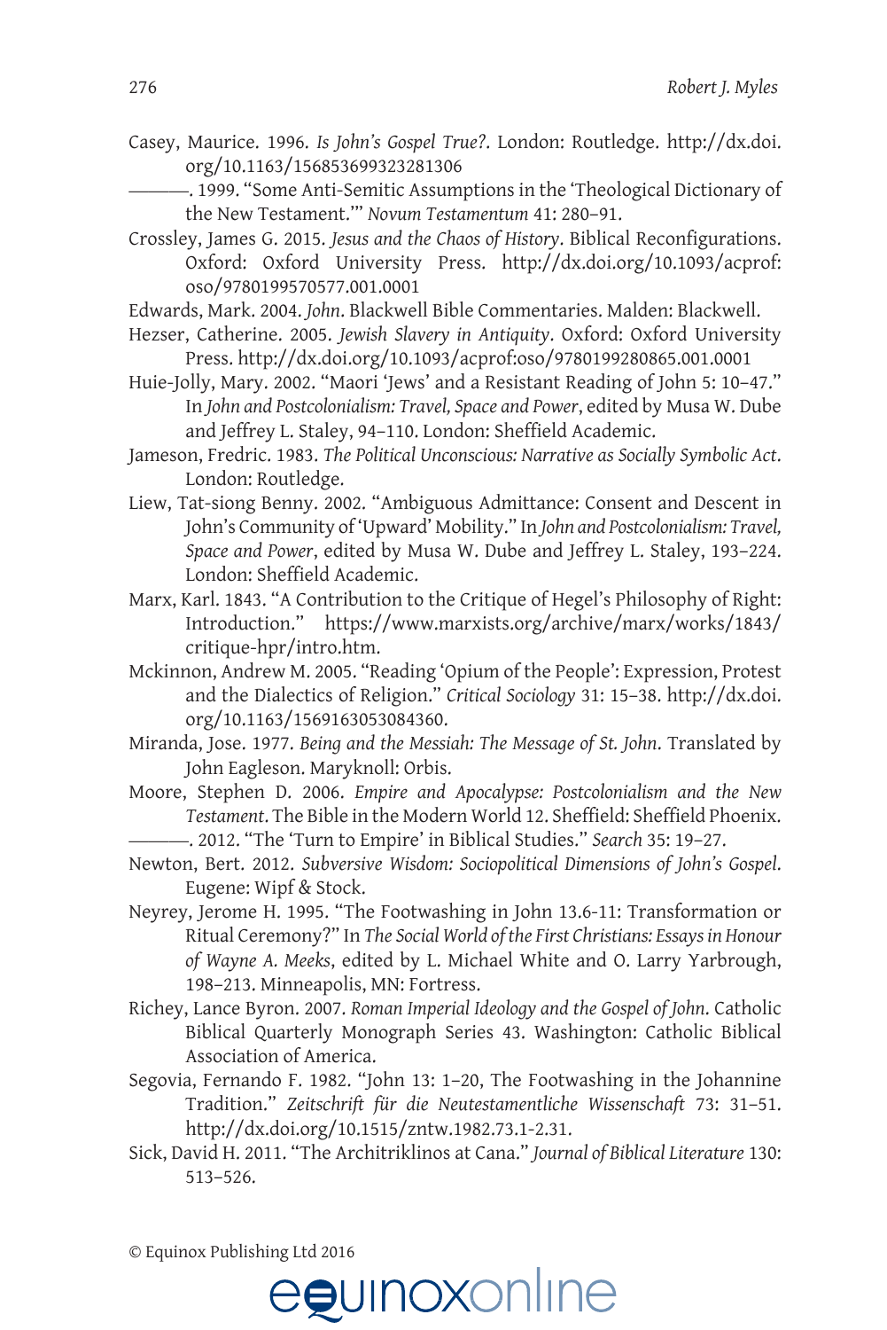Casey, Maurice. 1996. *Is John's Gospel True?*. London: Routledge. http://dx.doi.org/10.1163/156853699323281306

———. 1999. "Some Anti-Semitic Assumptions in the 'Theological Dictionary of the New Testament.'" *Novum Testamentum* 41: 280–91.

Crossley, James G. 2015. *Jesus and the Chaos of History*. Biblical Reconfigurations. Oxford: Oxford University Press. http://dx.doi.org/10.1093/acprof:oso/9780199570577.001.0001

Edwards, Mark. 2004. *John*. Blackwell Bible Commentaries. Malden: Blackwell.

Hezser, Catherine. 2005. *Jewish Slavery in Antiquity*. Oxford: Oxford University Press. http://dx.doi.org/10.1093/acprof:oso/9780199280865.001.0001

Huie-Jolly, Mary. 2002. "Maori 'Jews' and a Resistant Reading of John 5: 10–47." In *John and Postcolonialism: Travel, Space and Power*, edited by Musa W. Dube and Jeffrey L. Staley, 94–110. London: Sheffield Academic.

Jameson, Fredric. 1983. *The Political Unconscious: Narrative as Socially Symbolic Act*. London: Routledge.

Liew, Tat-siong Benny. 2002. "Ambiguous Admittance: Consent and Descent in John's Community of 'Upward' Mobility." In *John and Postcolonialism: Travel, Space and Power*, edited by Musa W. Dube and Jeffrey L. Staley, 193–224. London: Sheffield Academic.

Marx, Karl. 1843. "A Contribution to the Critique of Hegel's Philosophy of Right: Introduction." https://www.marxists.org/archive/marx/works/1843/critique-hpr/intro.htm.

Mckinnon, Andrew M. 2005. "Reading 'Opium of the People': Expression, Protest and the Dialectics of Religion." *Critical Sociology* 31: 15–38. http://dx.doi.org/10.1163/1569163053084360.

Miranda, Jose. 1977. *Being and the Messiah: The Message of St. John*. Translated by John Eagleson. Maryknoll: Orbis.

Moore, Stephen D. 2006. *Empire and Apocalypse: Postcolonialism and the New Testament*. The Bible in the Modern World 12. Sheffield: Sheffield Phoenix.

———. 2012. "The 'Turn to Empire' in Biblical Studies." *Search* 35: 19–27.

Newton, Bert. 2012. *Subversive Wisdom: Sociopolitical Dimensions of John's Gospel*. Eugene: Wipf & Stock.

Neyrey, Jerome H. 1995. "The Footwashing in John 13.6-11: Transformation or Ritual Ceremony?" In *The Social World of the First Christians: Essays in Honour of Wayne A. Meeks*, edited by L. Michael White and O. Larry Yarbrough, 198–213. Minneapolis, MN: Fortress.

Richey, Lance Byron. 2007. *Roman Imperial Ideology and the Gospel of John*. Catholic Biblical Quarterly Monograph Series 43. Washington: Catholic Biblical Association of America.

Segovia, Fernando F. 1982. "John 13: 1–20, The Footwashing in the Johannine Tradition." *Zeitschrift für die Neutestamentliche Wissenschaft* 73: 31–51. http://dx.doi.org/10.1515/zntw.1982.73.1-2.31.

Sick, David H. 2011. "The Architriklinos at Cana." *Journal of Biblical Literature* 130: 513–526.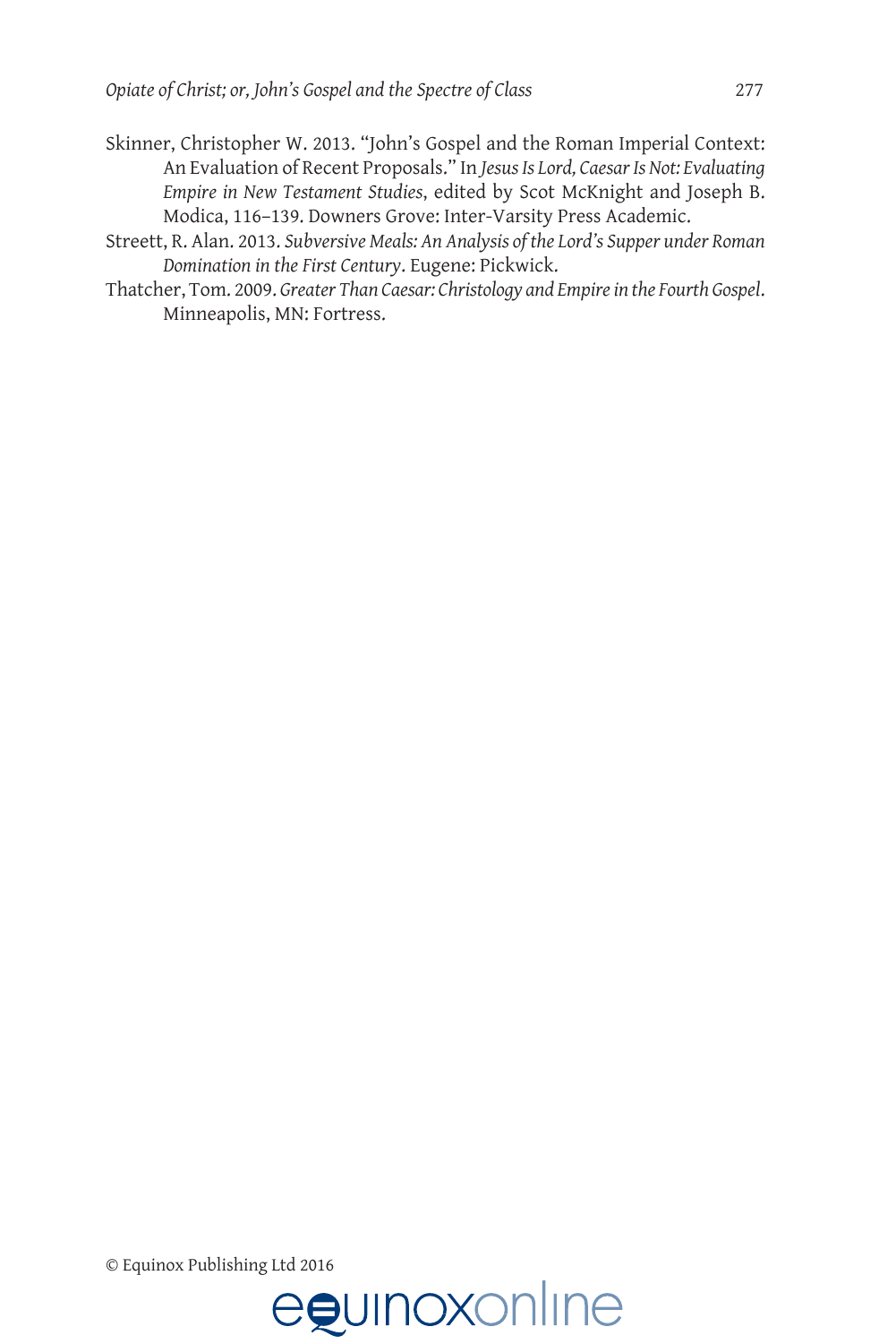Skinner, Christopher W. 2013. "John's Gospel and the Roman Imperial Context: An Evaluation of Recent Proposals." In *Jesus Is Lord, Caesar Is Not: Evaluating Empire in New Testament Studies*, edited by Scot McKnight and Joseph B. Modica, 116–139. Downers Grove: Inter-Varsity Press Academic.

Streett, R. Alan. 2013. *Subversive Meals: An Analysis of the Lord's Supper under Roman Domination in the First Century*. Eugene: Pickwick.

Thatcher, Tom. 2009. *Greater Than Caesar: Christology and Empire in the Fourth Gospel*. Minneapolis, MN: Fortress.